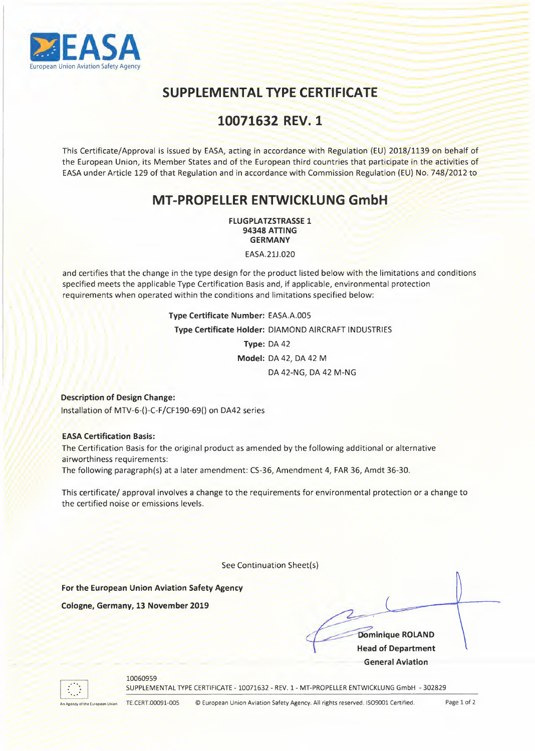# SUPPLEMENTAL TYPE CERTIFICATE

## 10071632 REV. 1

This Certificate/Approval is issued by EASA, acting in accordance with Regulation (EU) 2018/1139 on behalf of the European Union, its Member States and of the European third countries that participate in the activities of EASA under Article 129 of that Regulation and in accordance with Commission Regulation (EU) No. 748/2012 to

## MT-PROPELLER ENTWICKLUNG GmbH

**FLUGPLATZSTRASSE 1**
**94348 ATTING**
**GERMANY**

EASA.21J.020

and certifies that the change in the type design for the product listed below with the limitations and conditions specified meets the applicable Type Certification Basis and, if applicable, environmental protection requirements when operated within the conditions and limitations specified below:

**Type Certificate Number:** EASA.A.005
**Type Certificate Holder:** DIAMOND AIRCRAFT INDUSTRIES
**Type:** DA 42
**Model:** DA 42, DA 42 M
DA 42-NG, DA 42 M-NG

**Description of Design Change:**
Installation of MTV-6-()-C-F/CF190-69() on DA42 series

**EASA Certification Basis:**
The Certification Basis for the original product as amended by the following additional or alternative airworthiness requirements:
The following paragraph(s) at a later amendment: CS-36, Amendment 4, FAR 36, Amdt 36-30.

This certificate/ approval involves a change to the requirements for environmental protection or a change to the certified noise or emissions levels.

See Continuation Sheet(s)

**For the European Union Aviation Safety Agency**

**Cologne, Germany, 13 November 2019**

**Dominique ROLAND**
**Head of Department**
**General Aviation**

10060959
SUPPLEMENTAL TYPE CERTIFICATE - 10071632 - REV. 1 - MT-PROPELLER ENTWICKLUNG GmbH - 302829

TE.CERT.00091-005 © European Union Aviation Safety Agency. All rights reserved. ISO9001 Certified.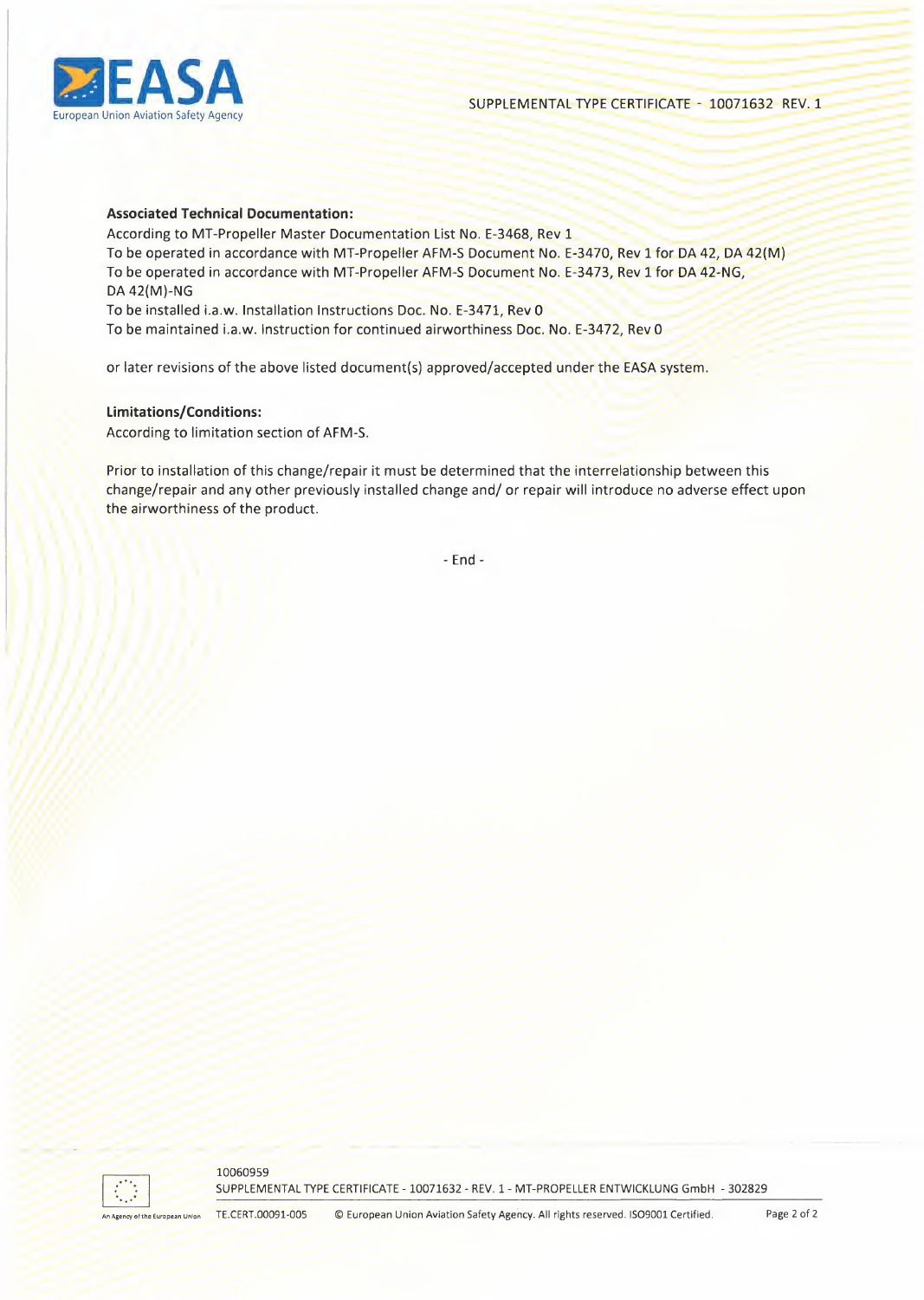**Associated Technical Documentation:**

According to MT-Propeller Master Documentation List No. E-3468, Rev 1
To be operated in accordance with MT-Propeller AFM-S Document No. E-3470, Rev 1 for DA 42, DA 42(M)
To be operated in accordance with MT-Propeller AFM-S Document No. E-3473, Rev 1 for DA 42-NG, DA 42(M)-NG
To be installed i.a.w. Installation Instructions Doc. No. E-3471, Rev 0
To be maintained i.a.w. Instruction for continued airworthiness Doc. No. E-3472, Rev 0

or later revisions of the above listed document(s) approved/accepted under the EASA system.

**Limitations/Conditions:**

According to limitation section of AFM-S.

Prior to installation of this change/repair it must be determined that the interrelationship between this change/repair and any other previously installed change and/ or repair will introduce no adverse effect upon the airworthiness of the product.

- End -